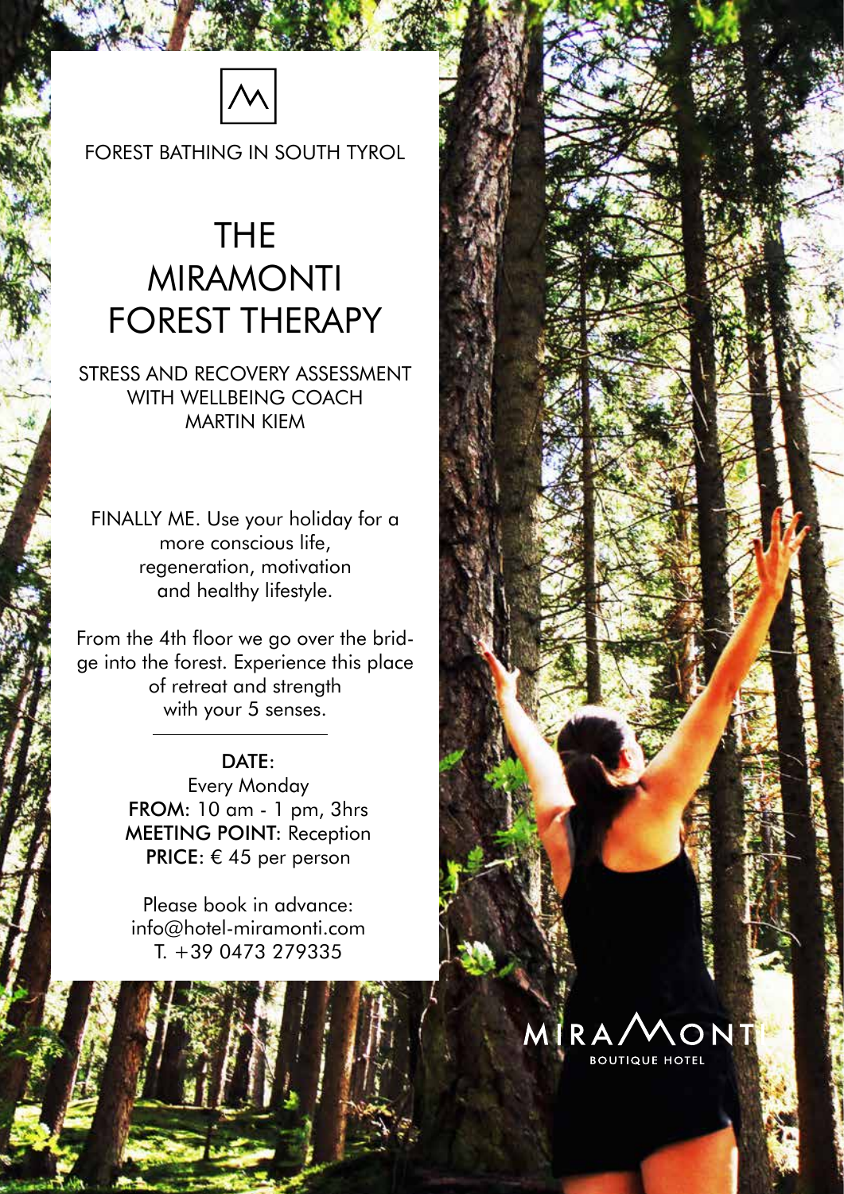FOREST BATHING IN SOUTH TYROL

# THE MIRAMONTI FOREST THERAPY

## STRESS AND RECOVERY ASSESSMENT WITH WELLBEING COACH MARTIN KIEM

FINALLY ME. Use your holiday for a more conscious life, regeneration, motivation and healthy lifestyle.

From the 4th floor we go over the bridge into the forest. Experience this place of retreat and strength with your 5 senses.

---

**DATE**:
Every Monday
**FROM**: 10 am - 1 pm, 3hrs
**MEETING POINT**: Reception
**PRICE**: € 45 per person

Please book in advance:
info@hotel-miramonti.com
T. +39 0473 279335

MIRAMONTI
BOUTIQUE HOTEL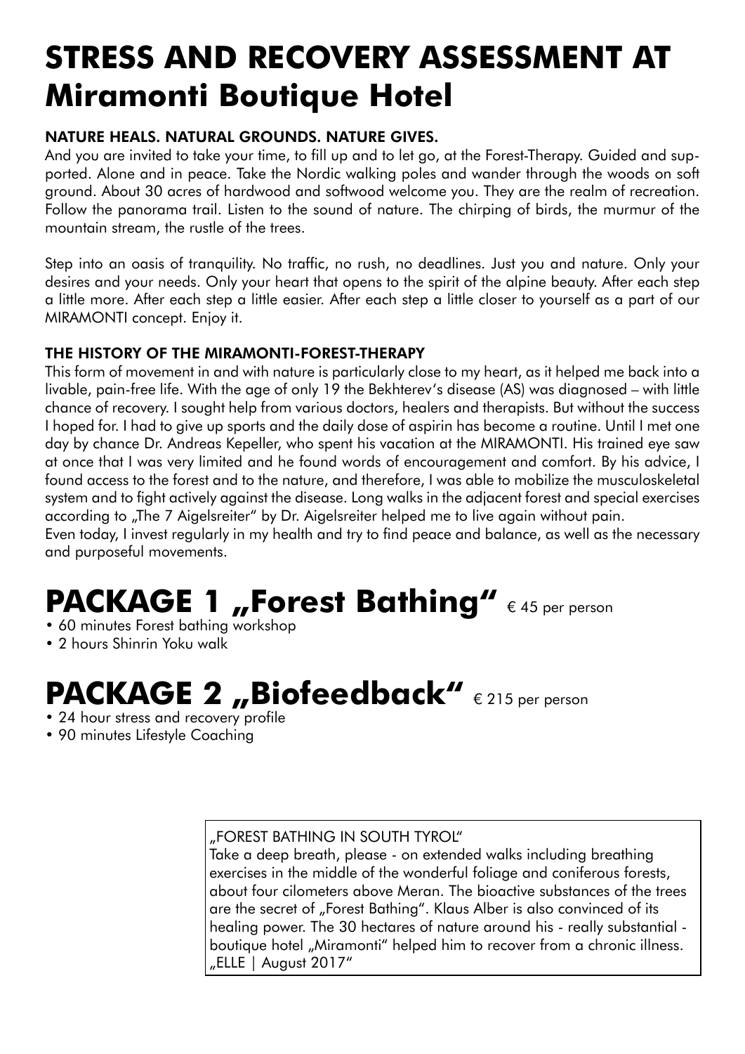# STRESS AND RECOVERY ASSESSMENT AT Miramonti Boutique Hotel

### NATURE HEALS. NATURAL GROUNDS. NATURE GIVES.

And you are invited to take your time, to fill up and to let go, at the Forest-Therapy. Guided and supported. Alone and in peace. Take the Nordic walking poles and wander through the woods on soft ground. About 30 acres of hardwood and softwood welcome you. They are the realm of recreation. Follow the panorama trail. Listen to the sound of nature. The chirping of birds, the murmur of the mountain stream, the rustle of the trees.

Step into an oasis of tranquility. No traffic, no rush, no deadlines. Just you and nature. Only your desires and your needs. Only your heart that opens to the spirit of the alpine beauty. After each step a little more. After each step a little easier. After each step a little closer to yourself as a part of our MIRAMONTI concept. Enjoy it.

### THE HISTORY OF THE MIRAMONTI-FOREST-THERAPY

This form of movement in and with nature is particularly close to my heart, as it helped me back into a livable, pain-free life. With the age of only 19 the Bekhterev's disease (AS) was diagnosed – with little chance of recovery. I sought help from various doctors, healers and therapists. But without the success I hoped for. I had to give up sports and the daily dose of aspirin has become a routine. Until I met one day by chance Dr. Andreas Kepeller, who spent his vacation at the MIRAMONTI. His trained eye saw at once that I was very limited and he found words of encouragement and comfort. By his advice, I found access to the forest and to the nature, and therefore, I was able to mobilize the musculoskeletal system and to fight actively against the disease. Long walks in the adjacent forest and special exercises according to „The 7 Aigelsreiter" by Dr. Aigelsreiter helped me to live again without pain.
Even today, I invest regularly in my health and try to find peace and balance, as well as the necessary and purposeful movements.

# PACKAGE 1 „Forest Bathing" € 45 per person

- 60 minutes Forest bathing workshop
- 2 hours Shinrin Yoku walk

# PACKAGE 2 „Biofeedback" € 215 per person

- 24 hour stress and recovery profile
- 90 minutes Lifestyle Coaching

„FOREST BATHING IN SOUTH TYROL"
Take a deep breath, please - on extended walks including breathing exercises in the middle of the wonderful foliage and coniferous forests, about four cilometers above Meran. The bioactive substances of the trees are the secret of „Forest Bathing". Klaus Alber is also convinced of its healing power. The 30 hectares of nature around his - really substantial - boutique hotel „Miramonti" helped him to recover from a chronic illness.
„ELLE | August 2017"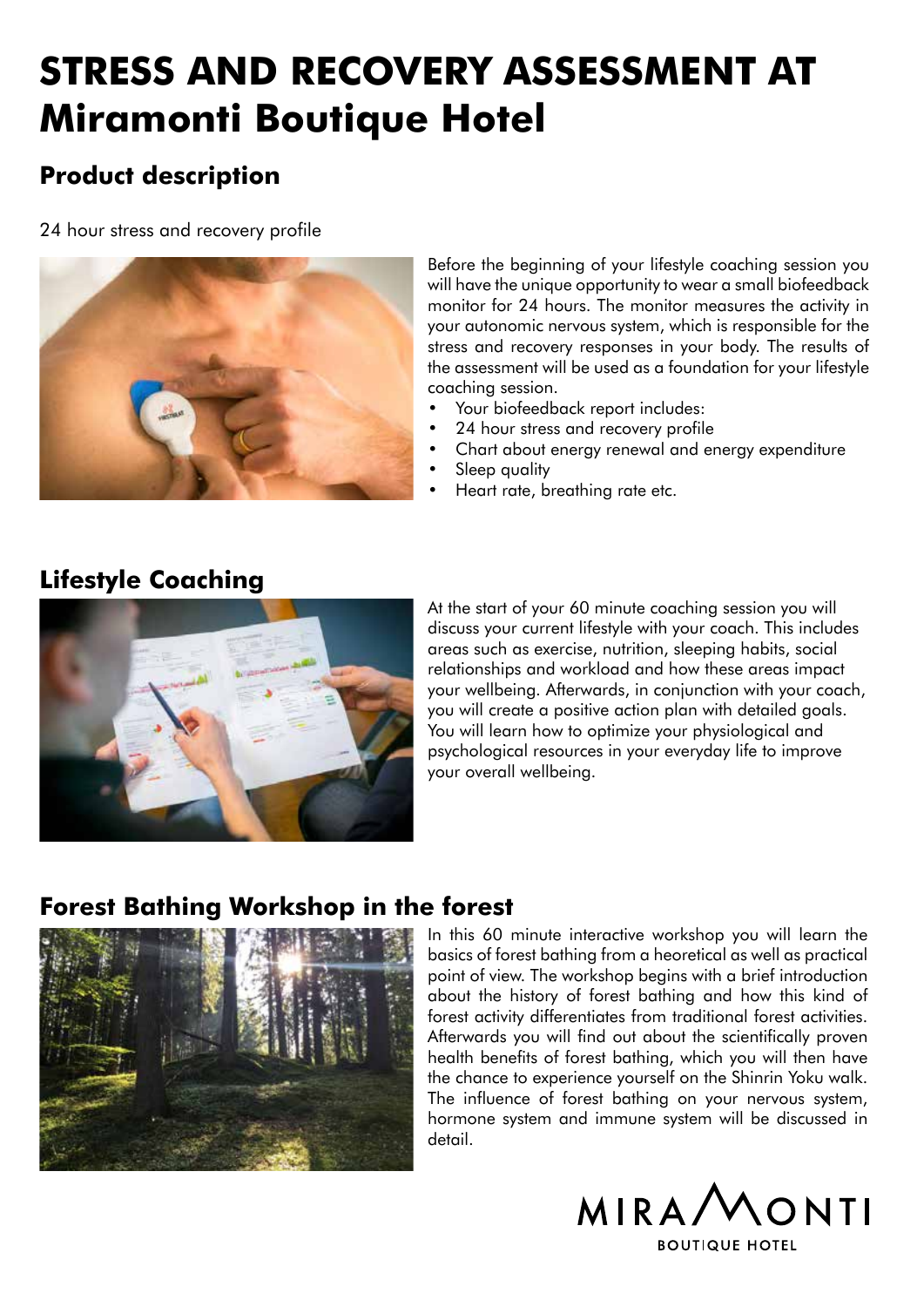# STRESS AND RECOVERY ASSESSMENT AT Miramonti Boutique Hotel

## Product description

24 hour stress and recovery profile

Before the beginning of your lifestyle coaching session you will have the unique opportunity to wear a small biofeedback monitor for 24 hours. The monitor measures the activity in your autonomic nervous system, which is responsible for the stress and recovery responses in your body. The results of the assessment will be used as a foundation for your lifestyle coaching session.

- Your biofeedback report includes:
- 24 hour stress and recovery profile
- Chart about energy renewal and energy expenditure
- Sleep quality
- Heart rate, breathing rate etc.

## Lifestyle Coaching

At the start of your 60 minute coaching session you will discuss your current lifestyle with your coach. This includes areas such as exercise, nutrition, sleeping habits, social relationships and workload and how these areas impact your wellbeing. Afterwards, in conjunction with your coach, you will create a positive action plan with detailed goals. You will learn how to optimize your physiological and psychological resources in your everyday life to improve your overall wellbeing.

## Forest Bathing Workshop in the forest

In this 60 minute interactive workshop you will learn the basics of forest bathing from a heoretical as well as practical point of view. The workshop begins with a brief introduction about the history of forest bathing and how this kind of forest activity differentiates from traditional forest activities. Afterwards you will find out about the scientifically proven health benefits of forest bathing, which you will then have the chance to experience yourself on the Shinrin Yoku walk. The influence of forest bathing on your nervous system, hormone system and immune system will be discussed in detail.

MIRAMONTI BOUTIQUE HOTEL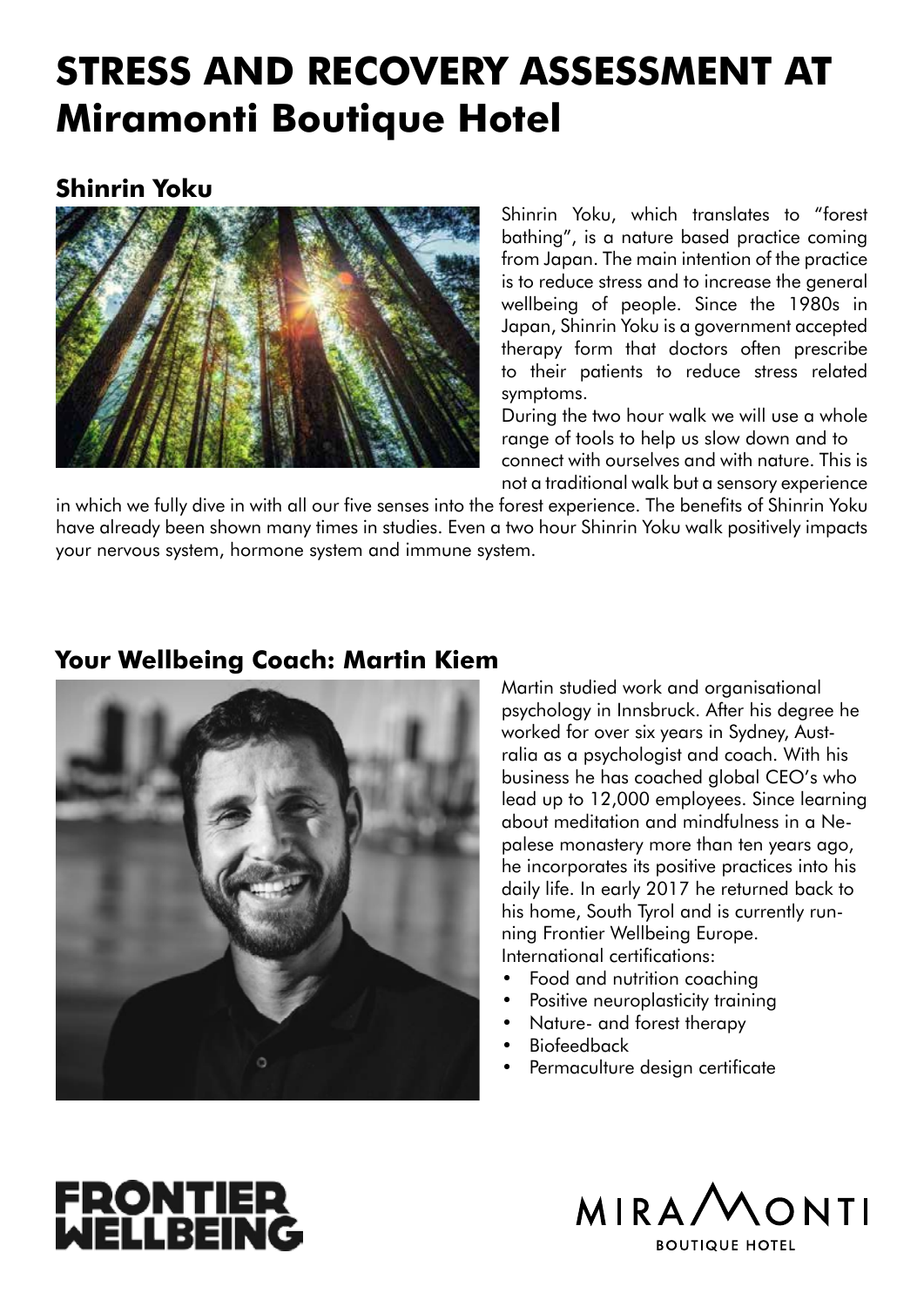# STRESS AND RECOVERY ASSESSMENT AT Miramonti Boutique Hotel

## Shinrin Yoku

Shinrin Yoku, which translates to "forest bathing", is a nature based practice coming from Japan. The main intention of the practice is to reduce stress and to increase the general wellbeing of people. Since the 1980s in Japan, Shinrin Yoku is a government accepted therapy form that doctors often prescribe to their patients to reduce stress related symptoms.

During the two hour walk we will use a whole range of tools to help us slow down and to connect with ourselves and with nature. This is not a traditional walk but a sensory experience in which we fully dive in with all our five senses into the forest experience. The benefits of Shinrin Yoku have already been shown many times in studies. Even a two hour Shinrin Yoku walk positively impacts your nervous system, hormone system and immune system.

## Your Wellbeing Coach: Martin Kiem

Martin studied work and organisational psychology in Innsbruck. After his degree he worked for over six years in Sydney, Australia as a psychologist and coach. With his business he has coached global CEO's who lead up to 12,000 employees. Since learning about meditation and mindfulness in a Nepalese monastery more than ten years ago, he incorporates its positive practices into his daily life. In early 2017 he returned back to his home, South Tyrol and is currently running Frontier Wellbeing Europe.

International certifications:

- Food and nutrition coaching
- Positive neuroplasticity training
- Nature- and forest therapy
- Biofeedback
- Permaculture design certificate

FRONTIER WELLBEING

MIRAMONTI BOUTIQUE HOTEL